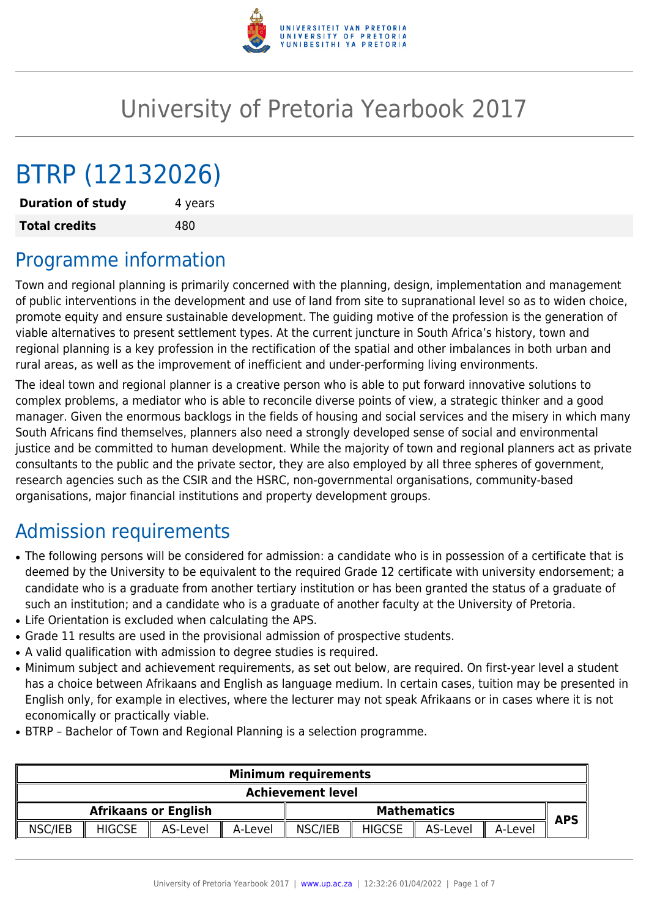# University of Pretoria Yearbook 2017

# BTRP (12132026)

| **Duration of study** | 4 years |
|---|---|
| **Total credits** | 480 |

## Programme information

Town and regional planning is primarily concerned with the planning, design, implementation and management of public interventions in the development and use of land from site to supranational level so as to widen choice, promote equity and ensure sustainable development. The guiding motive of the profession is the generation of viable alternatives to present settlement types. At the current juncture in South Africa's history, town and regional planning is a key profession in the rectification of the spatial and other imbalances in both urban and rural areas, as well as the improvement of inefficient and under-performing living environments.

The ideal town and regional planner is a creative person who is able to put forward innovative solutions to complex problems, a mediator who is able to reconcile diverse points of view, a strategic thinker and a good manager. Given the enormous backlogs in the fields of housing and social services and the misery in which many South Africans find themselves, planners also need a strongly developed sense of social and environmental justice and be committed to human development. While the majority of town and regional planners act as private consultants to the public and the private sector, they are also employed by all three spheres of government, research agencies such as the CSIR and the HSRC, non-governmental organisations, community-based organisations, major financial institutions and property development groups.

## Admission requirements

- The following persons will be considered for admission: a candidate who is in possession of a certificate that is deemed by the University to be equivalent to the required Grade 12 certificate with university endorsement; a candidate who is a graduate from another tertiary institution or has been granted the status of a graduate of such an institution; and a candidate who is a graduate of another faculty at the University of Pretoria.
- Life Orientation is excluded when calculating the APS.
- Grade 11 results are used in the provisional admission of prospective students.
- A valid qualification with admission to degree studies is required.
- Minimum subject and achievement requirements, as set out below, are required. On first-year level a student has a choice between Afrikaans and English as language medium. In certain cases, tuition may be presented in English only, for example in electives, where the lecturer may not speak Afrikaans or in cases where it is not economically or practically viable.
- BTRP – Bachelor of Town and Regional Planning is a selection programme.

| **Minimum requirements** | | | | | | | | |
|---|---|---|---|---|---|---|---|---|
| **Achievement level** | | | | | | | | |
| **Afrikaans or English** | | | | **Mathematics** | | | | **APS** |
| NSC/IEB | HIGCSE | AS-Level | A-Level | NSC/IEB | HIGCSE | AS-Level | A-Level | |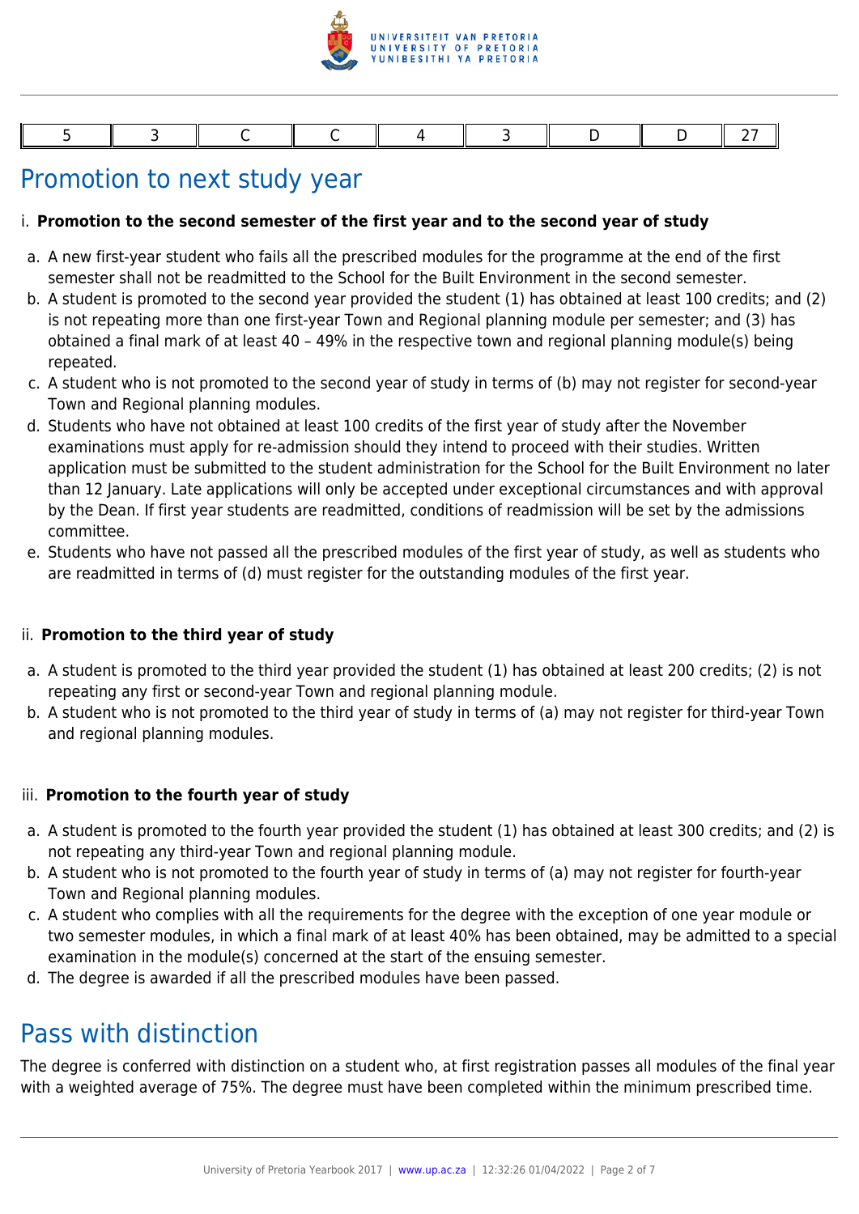| 5 | 3 | C | C | 4 | 3 | D | D | 27 |
|---|---|---|---|---|---|---|---|---|

## Promotion to next study year

i. **Promotion to the second semester of the first year and to the second year of study**

a. A new first-year student who fails all the prescribed modules for the programme at the end of the first semester shall not be readmitted to the School for the Built Environment in the second semester.
b. A student is promoted to the second year provided the student (1) has obtained at least 100 credits; and (2) is not repeating more than one first-year Town and Regional planning module per semester; and (3) has obtained a final mark of at least 40 – 49% in the respective town and regional planning module(s) being repeated.
c. A student who is not promoted to the second year of study in terms of (b) may not register for second-year Town and Regional planning modules.
d. Students who have not obtained at least 100 credits of the first year of study after the November examinations must apply for re-admission should they intend to proceed with their studies. Written application must be submitted to the student administration for the School for the Built Environment no later than 12 January. Late applications will only be accepted under exceptional circumstances and with approval by the Dean. If first year students are readmitted, conditions of readmission will be set by the admissions committee.
e. Students who have not passed all the prescribed modules of the first year of study, as well as students who are readmitted in terms of (d) must register for the outstanding modules of the first year.

ii. **Promotion to the third year of study**

a. A student is promoted to the third year provided the student (1) has obtained at least 200 credits; (2) is not repeating any first or second-year Town and regional planning module.
b. A student who is not promoted to the third year of study in terms of (a) may not register for third-year Town and regional planning modules.

iii. **Promotion to the fourth year of study**

a. A student is promoted to the fourth year provided the student (1) has obtained at least 300 credits; and (2) is not repeating any third-year Town and regional planning module.
b. A student who is not promoted to the fourth year of study in terms of (a) may not register for fourth-year Town and Regional planning modules.
c. A student who complies with all the requirements for the degree with the exception of one year module or two semester modules, in which a final mark of at least 40% has been obtained, may be admitted to a special examination in the module(s) concerned at the start of the ensuing semester.
d. The degree is awarded if all the prescribed modules have been passed.

## Pass with distinction

The degree is conferred with distinction on a student who, at first registration passes all modules of the final year with a weighted average of 75%. The degree must have been completed within the minimum prescribed time.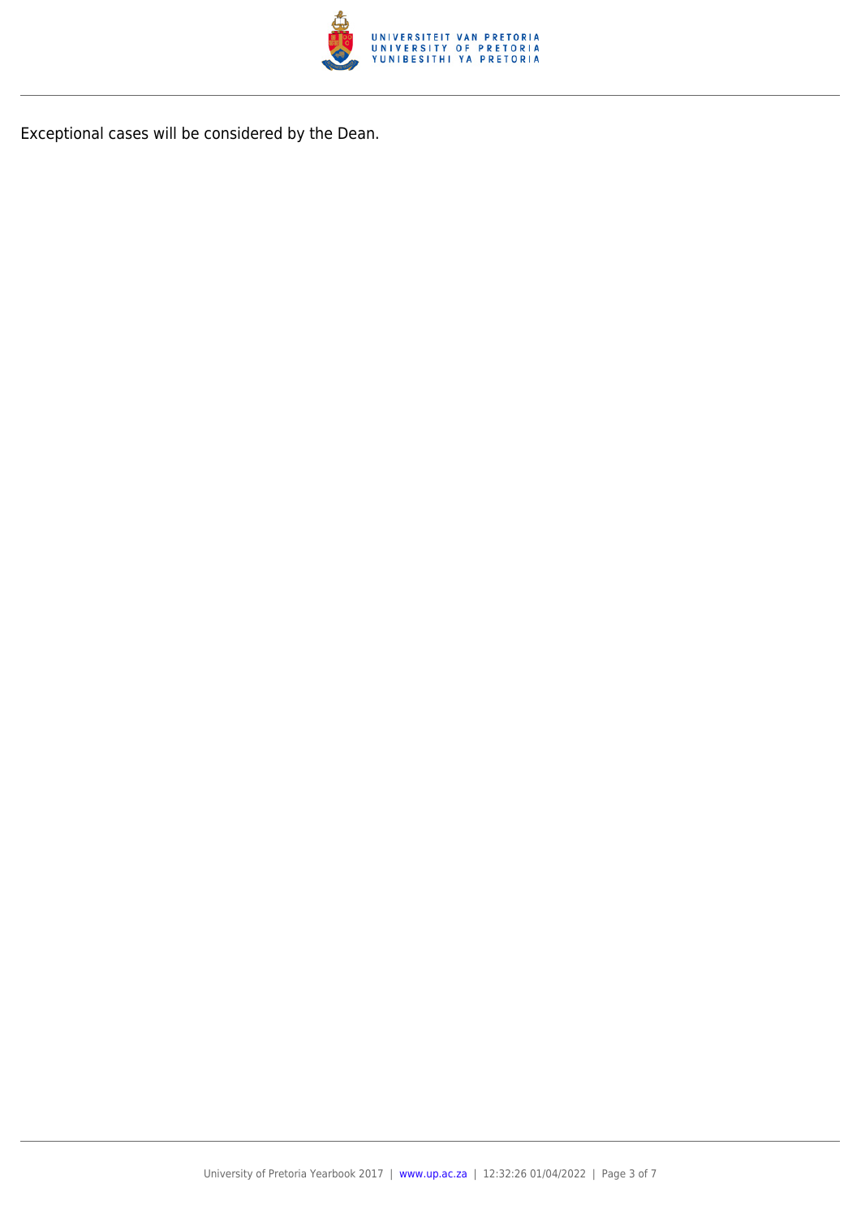Exceptional cases will be considered by the Dean.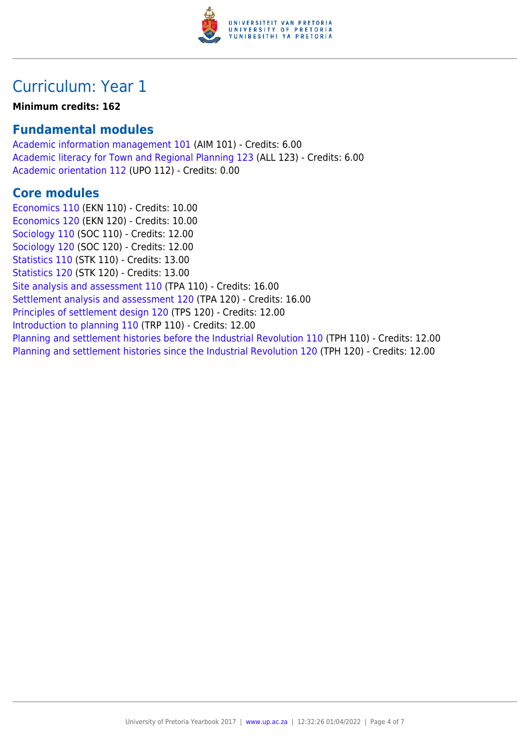# Curriculum: Year 1

**Minimum credits: 162**

## Fundamental modules

Academic information management 101 (AIM 101) - Credits: 6.00
Academic literacy for Town and Regional Planning 123 (ALL 123) - Credits: 6.00
Academic orientation 112 (UPO 112) - Credits: 0.00

## Core modules

Economics 110 (EKN 110) - Credits: 10.00
Economics 120 (EKN 120) - Credits: 10.00
Sociology 110 (SOC 110) - Credits: 12.00
Sociology 120 (SOC 120) - Credits: 12.00
Statistics 110 (STK 110) - Credits: 13.00
Statistics 120 (STK 120) - Credits: 13.00
Site analysis and assessment 110 (TPA 110) - Credits: 16.00
Settlement analysis and assessment 120 (TPA 120) - Credits: 16.00
Principles of settlement design 120 (TPS 120) - Credits: 12.00
Introduction to planning 110 (TRP 110) - Credits: 12.00
Planning and settlement histories before the Industrial Revolution 110 (TPH 110) - Credits: 12.00
Planning and settlement histories since the Industrial Revolution 120 (TPH 120) - Credits: 12.00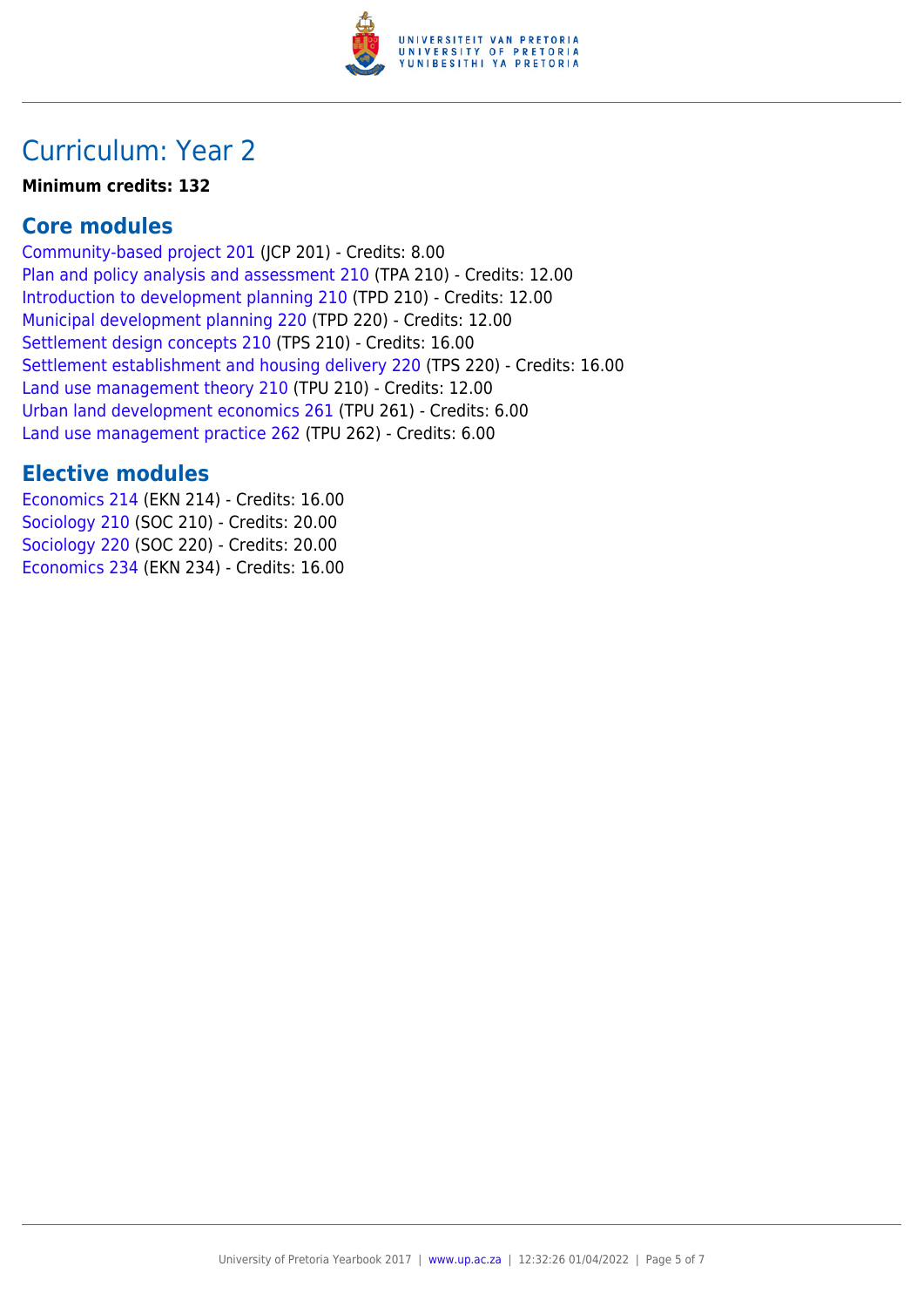# Curriculum: Year 2

**Minimum credits: 132**

## Core modules

Community-based project 201 (JCP 201) - Credits: 8.00
Plan and policy analysis and assessment 210 (TPA 210) - Credits: 12.00
Introduction to development planning 210 (TPD 210) - Credits: 12.00
Municipal development planning 220 (TPD 220) - Credits: 12.00
Settlement design concepts 210 (TPS 210) - Credits: 16.00
Settlement establishment and housing delivery 220 (TPS 220) - Credits: 16.00
Land use management theory 210 (TPU 210) - Credits: 12.00
Urban land development economics 261 (TPU 261) - Credits: 6.00
Land use management practice 262 (TPU 262) - Credits: 6.00

## Elective modules

Economics 214 (EKN 214) - Credits: 16.00
Sociology 210 (SOC 210) - Credits: 20.00
Sociology 220 (SOC 220) - Credits: 20.00
Economics 234 (EKN 234) - Credits: 16.00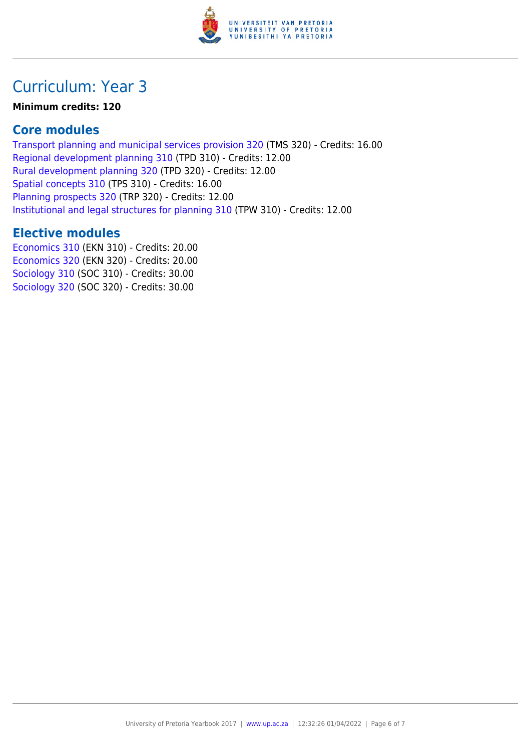# Curriculum: Year 3

**Minimum credits: 120**

## Core modules

Transport planning and municipal services provision 320 (TMS 320) - Credits: 16.00
Regional development planning 310 (TPD 310) - Credits: 12.00
Rural development planning 320 (TPD 320) - Credits: 12.00
Spatial concepts 310 (TPS 310) - Credits: 16.00
Planning prospects 320 (TRP 320) - Credits: 12.00
Institutional and legal structures for planning 310 (TPW 310) - Credits: 12.00

## Elective modules

Economics 310 (EKN 310) - Credits: 20.00
Economics 320 (EKN 320) - Credits: 20.00
Sociology 310 (SOC 310) - Credits: 30.00
Sociology 320 (SOC 320) - Credits: 30.00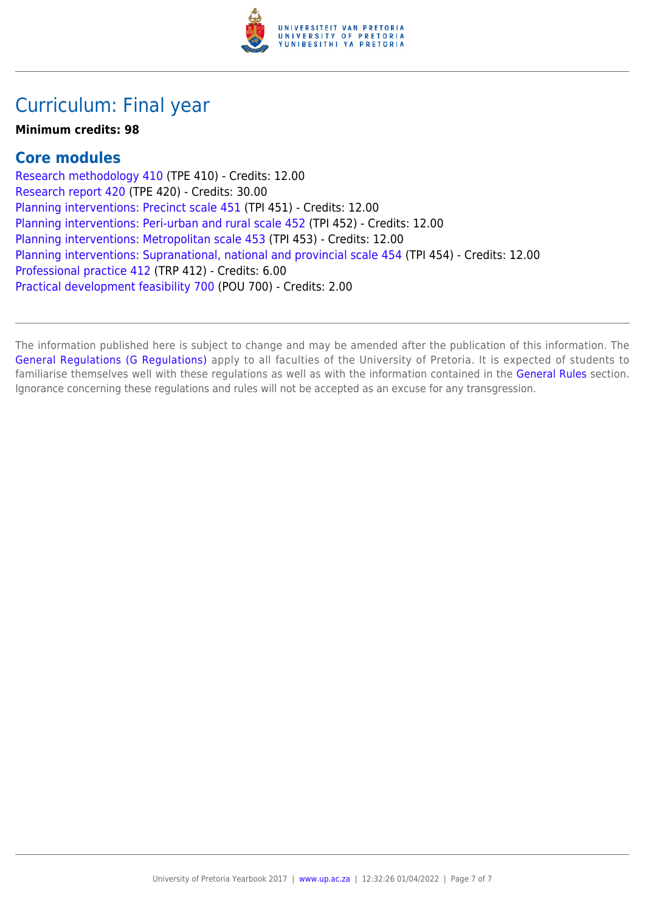# Curriculum: Final year

**Minimum credits: 98**

## Core modules

Research methodology 410 (TPE 410) - Credits: 12.00
Research report 420 (TPE 420) - Credits: 30.00
Planning interventions: Precinct scale 451 (TPI 451) - Credits: 12.00
Planning interventions: Peri-urban and rural scale 452 (TPI 452) - Credits: 12.00
Planning interventions: Metropolitan scale 453 (TPI 453) - Credits: 12.00
Planning interventions: Supranational, national and provincial scale 454 (TPI 454) - Credits: 12.00
Professional practice 412 (TRP 412) - Credits: 6.00
Practical development feasibility 700 (POU 700) - Credits: 2.00

---

The information published here is subject to change and may be amended after the publication of this information. The General Regulations (G Regulations) apply to all faculties of the University of Pretoria. It is expected of students to familiarise themselves well with these regulations as well as with the information contained in the General Rules section. Ignorance concerning these regulations and rules will not be accepted as an excuse for any transgression.